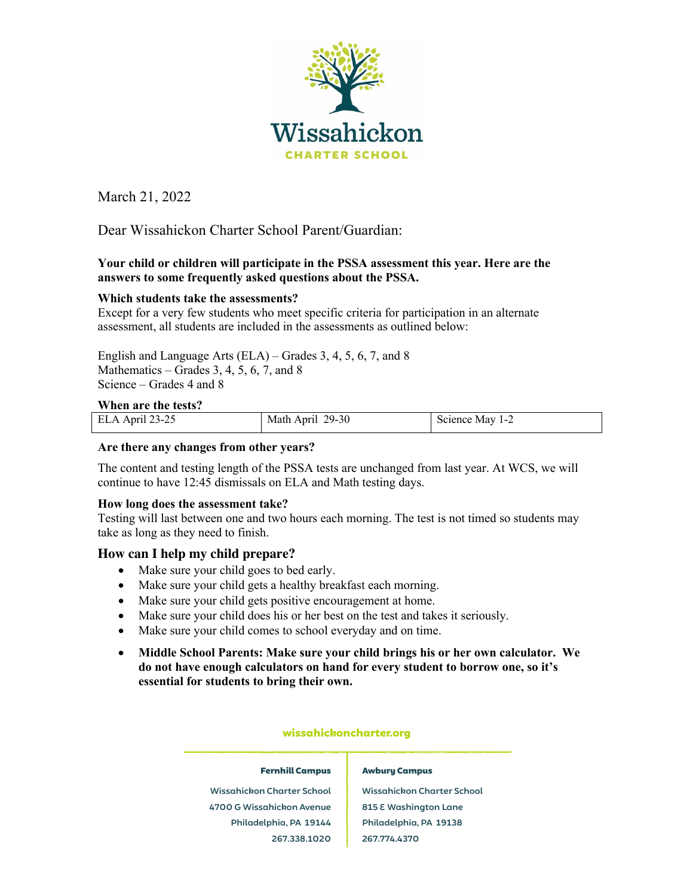# Wissahickon
CHARTER SCHOOL

March 21, 2022

Dear Wissahickon Charter School Parent/Guardian:

**Your child or children will participate in the PSSA assessment this year. Here are the answers to some frequently asked questions about the PSSA.**

**Which students take the assessments?**

Except for a very few students who meet specific criteria for participation in an alternate assessment, all students are included in the assessments as outlined below:

English and Language Arts (ELA) – Grades 3, 4, 5, 6, 7, and 8
Mathematics – Grades 3, 4, 5, 6, 7, and 8
Science – Grades 4 and 8

**When are the tests?**

| ELA April 23-25 | Math April 29-30 | Science May 1-2 |
|---|---|---|

**Are there any changes from other years?**

The content and testing length of the PSSA tests are unchanged from last year. At WCS, we will continue to have 12:45 dismissals on ELA and Math testing days.

**How long does the assessment take?**

Testing will last between one and two hours each morning. The test is not timed so students may take as long as they need to finish.

## How can I help my child prepare?

- Make sure your child goes to bed early.
- Make sure your child gets a healthy breakfast each morning.
- Make sure your child gets positive encouragement at home.
- Make sure your child does his or her best on the test and takes it seriously.
- Make sure your child comes to school everyday and on time.
- **Middle School Parents: Make sure your child brings his or her own calculator. We do not have enough calculators on hand for every student to borrow one, so it's essential for students to bring their own.**

wissahickoncharter.org

**Fernhill Campus**
Wissahickon Charter School
4700 G Wissahickon Avenue
Philadelphia, PA 19144
267.338.1020

**Awbury Campus**
Wissahickon Charter School
815 E Washington Lane
Philadelphia, PA 19138
267.774.4370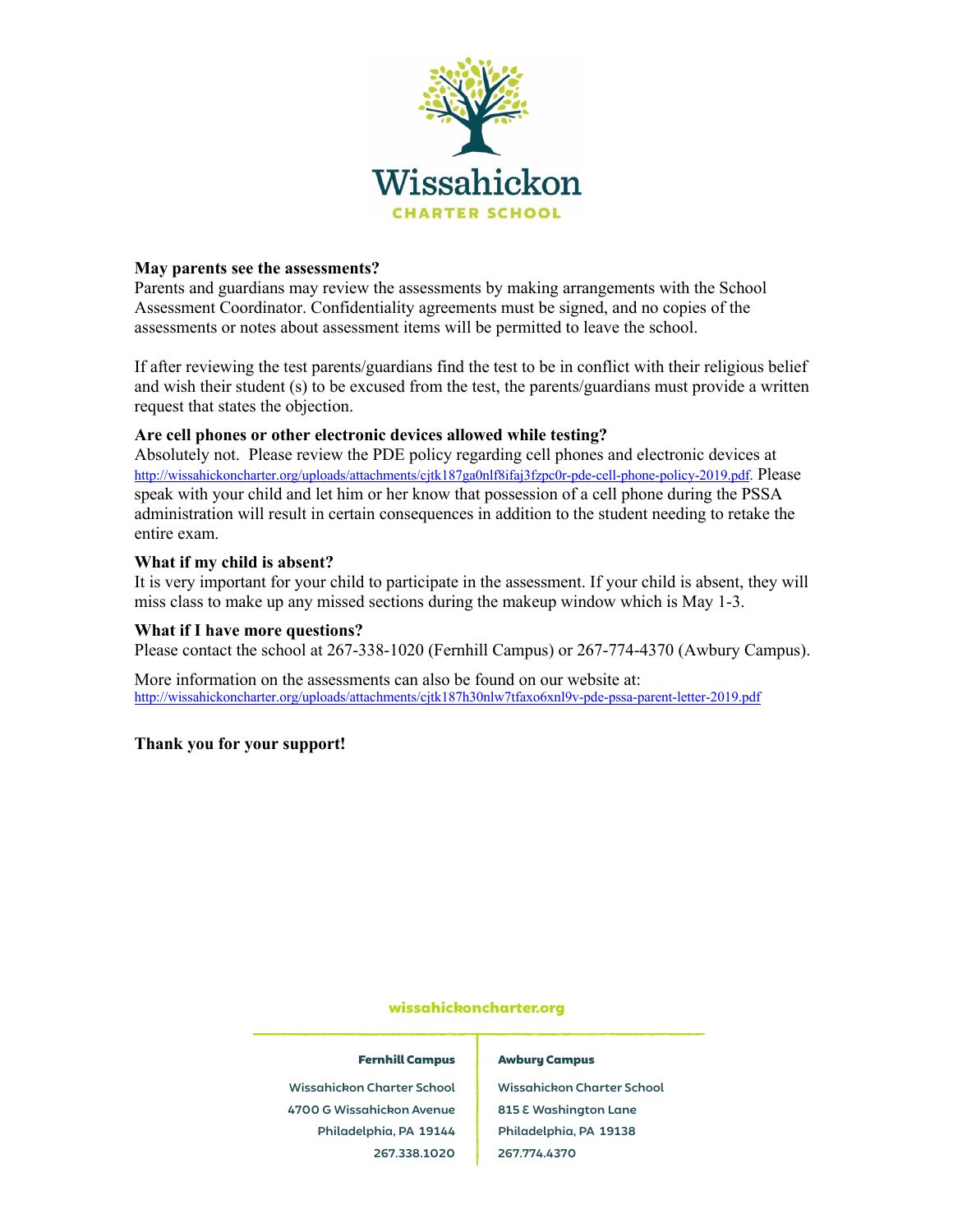**May parents see the assessments?**
Parents and guardians may review the assessments by making arrangements with the School Assessment Coordinator. Confidentiality agreements must be signed, and no copies of the assessments or notes about assessment items will be permitted to leave the school.

If after reviewing the test parents/guardians find the test to be in conflict with their religious belief and wish their student (s) to be excused from the test, the parents/guardians must provide a written request that states the objection.

**Are cell phones or other electronic devices allowed while testing?**
Absolutely not. Please review the PDE policy regarding cell phones and electronic devices at http://wissahickoncharter.org/uploads/attachments/cjtk187ga0nlf8ifaj3fzpc0r-pde-cell-phone-policy-2019.pdf. Please speak with your child and let him or her know that possession of a cell phone during the PSSA administration will result in certain consequences in addition to the student needing to retake the entire exam.

**What if my child is absent?**
It is very important for your child to participate in the assessment. If your child is absent, they will miss class to make up any missed sections during the makeup window which is May 1-3.

**What if I have more questions?**
Please contact the school at 267-338-1020 (Fernhill Campus) or 267-774-4370 (Awbury Campus).

More information on the assessments can also be found on our website at:
http://wissahickoncharter.org/uploads/attachments/cjtk187h30nlw7tfaxo6xnl9v-pde-pssa-parent-letter-2019.pdf

**Thank you for your support!**

wissahickoncharter.org

**Fernhill Campus**
Wissahickon Charter School
4700 G Wissahickon Avenue
Philadelphia, PA 19144
267.338.1020

**Awbury Campus**
Wissahickon Charter School
815 E Washington Lane
Philadelphia, PA 19138
267.774.4370